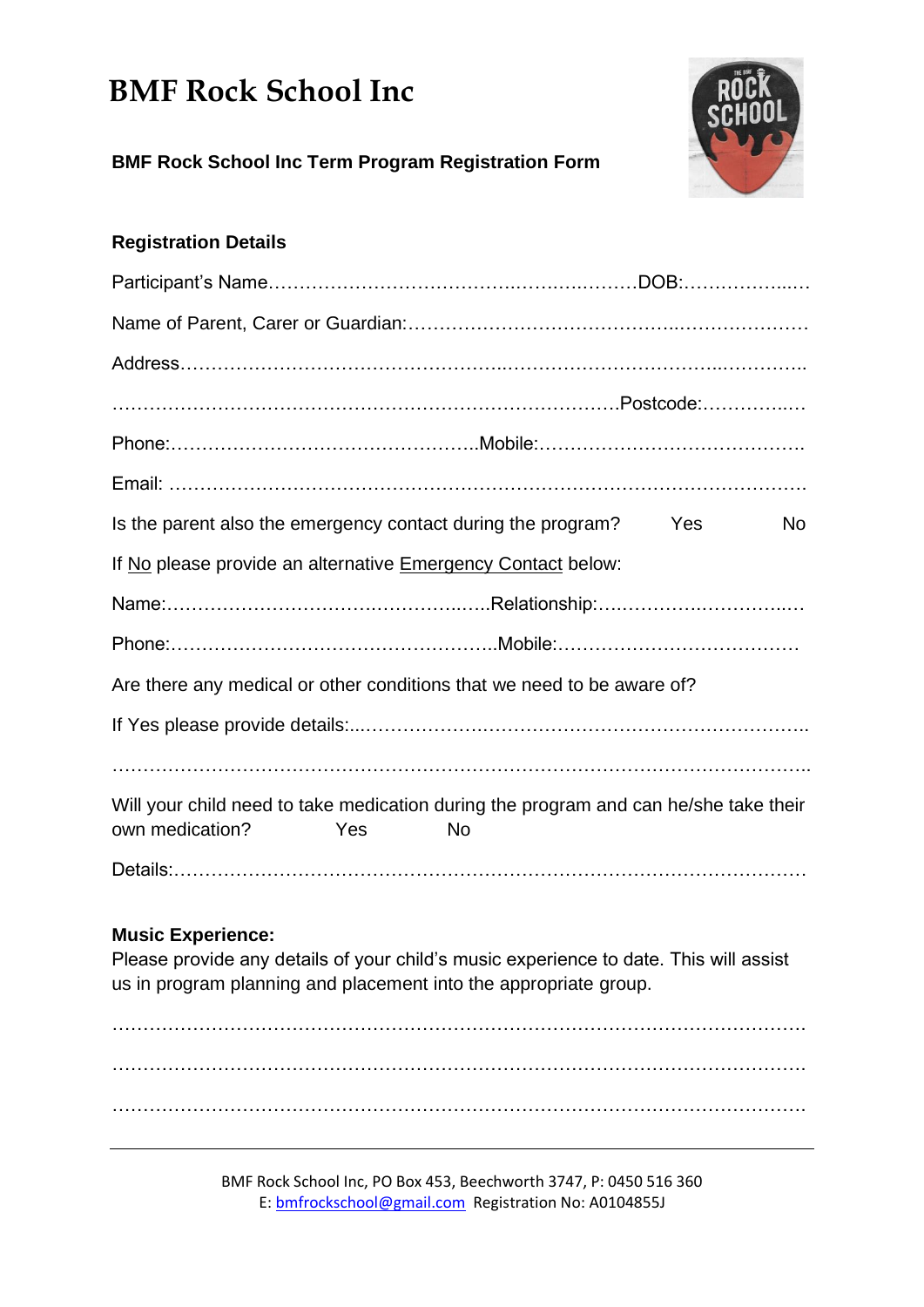# BMF Rock School Inc

**BMF Rock School Inc Term Program Registration Form**

**Registration Details**

Participant's Name…………………………………..…….…..………DOB:……………...…

Name of Parent, Carer or Guardian:…………………………………..…………………

Address…………………………………………...………………………...…………..

………………………………………………………………………Postcode:…………..…

Phone:…………………………………………..Mobile:…………………………………….

Email: ……………………………………………………………………………………….

Is the parent also the emergency contact during the program?  Yes  No

If No please provide an alternative Emergency Contact below:

Name:……………………………..…………..…..Relationship:…..…………..……………..…

Phone:……………………………………………..Mobile:…………………………………

Are there any medical or other conditions that we need to be aware of?

If Yes please provide details:...………………………………………………………………..

…………………………………………………………………………………………………..

Will your child need to take medication during the program and can he/she take their own medication?  Yes  No

Details:……………………………………………………………………………………

**Music Experience:**
Please provide any details of your child's music experience to date. This will assist us in program planning and placement into the appropriate group.

……………………………………………………………………………………………………

……………………………………………………………………………………………………

……………………………………………………………………………………………………

BMF Rock School Inc, PO Box 453, Beechworth 3747, P: 0450 516 360
E: bmfrockschool@gmail.com Registration No: A0104855J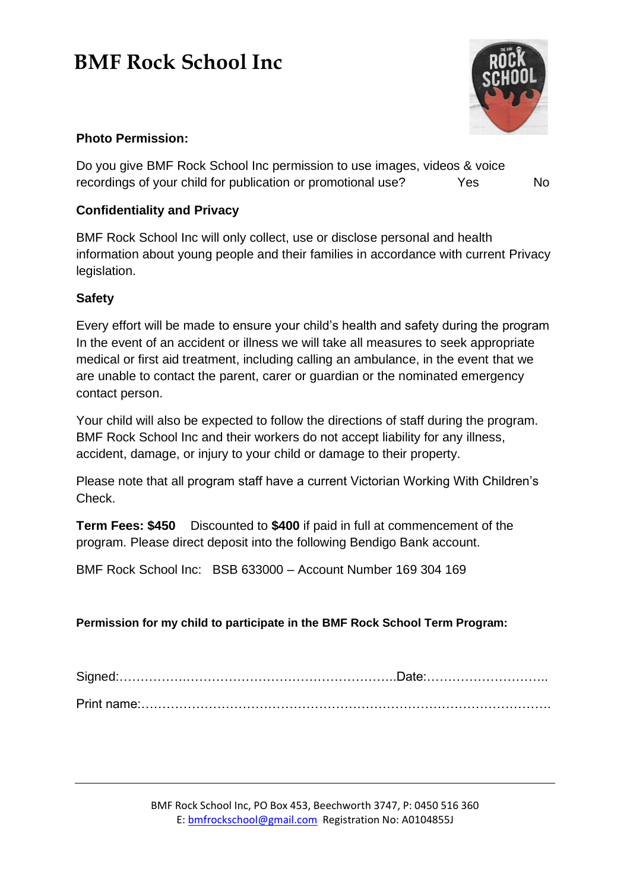# BMF Rock School Inc

**Photo Permission:**

Do you give BMF Rock School Inc permission to use images, videos & voice recordings of your child for publication or promotional use? Yes No

**Confidentiality and Privacy**

BMF Rock School Inc will only collect, use or disclose personal and health information about young people and their families in accordance with current Privacy legislation.

**Safety**

Every effort will be made to ensure your child's health and safety during the program In the event of an accident or illness we will take all measures to seek appropriate medical or first aid treatment, including calling an ambulance, in the event that we are unable to contact the parent, carer or guardian or the nominated emergency contact person.

Your child will also be expected to follow the directions of staff during the program. BMF Rock School Inc and their workers do not accept liability for any illness, accident, damage, or injury to your child or damage to their property.

Please note that all program staff have a current Victorian Working With Children's Check.

**Term Fees: $450** Discounted to **$400** if paid in full at commencement of the program. Please direct deposit into the following Bendigo Bank account.

BMF Rock School Inc: BSB 633000 – Account Number 169 304 169

**Permission for my child to participate in the BMF Rock School Term Program:**

Signed:…………………………………………………………..Date:………………………..

Print name:…………………………………………………………………………………….

BMF Rock School Inc, PO Box 453, Beechworth 3747, P: 0450 516 360
E: bmfrockschool@gmail.com Registration No: A0104855J